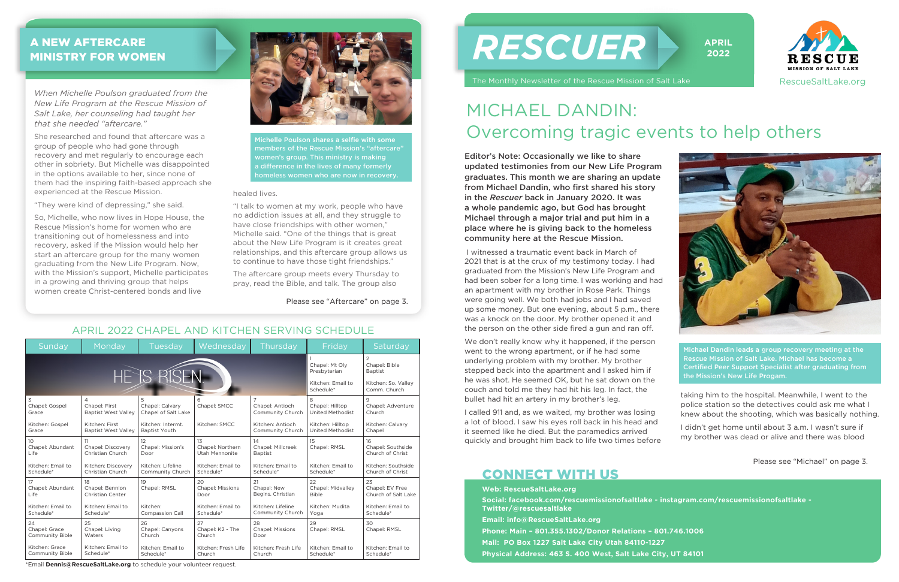// RESCUER — April 2022

# RESCUER

**APRIL 2022**

The Monthly Newsletter of the Rescue Mission of Salt Lake

RESCUE MISSION OF SALT LAKE

RescueSaltLake.org

## MICHAEL DANDIN: Overcoming tragic events to help others

**Editor's Note: Occasionally we like to share updated testimonies from our New Life Program graduates. This month we are sharing an update from Michael Dandin, who first shared his story in the *Rescuer* back in January 2020. It was a whole pandemic ago, but God has brought Michael through a major trial and put him in a place where he is giving back to the homeless community here at the Rescue Mission.**

I witnessed a traumatic event back in March of 2021 that is at the crux of my testimony today. I had graduated from the Mission's New Life Program and had been sober for a long time. I was working and had an apartment with my brother in Rose Park. Things were going well. We both had jobs and I had saved up some money. But one evening, about 5 p.m., there was a knock on the door. My brother opened it and the person on the other side fired a gun and ran off.

We don't really know why it happened, if the person went to the wrong apartment, or if he had some underlying problem with my brother. My brother stepped back into the apartment and I asked him if he was shot. He seemed OK, but he sat down on the couch and told me they had hit his leg. In fact, the bullet had hit an artery in my brother's leg.

I called 911 and, as we waited, my brother was losing a lot of blood. I saw his eyes roll back in his head and it seemed like he died. But the paramedics arrived quickly and brought him back to life two times before taking him to the hospital. Meanwhile, I went to the police station so the detectives could ask me what I knew about the shooting, which was basically nothing.

I didn't get home until about 3 a.m. I wasn't sure if my brother was dead or alive and there was blood

Please see "Michael" on page 3.

Michael Dandin leads a group recovery meeting at the Rescue Mission of Salt Lake. Michael has become a Certified Peer Support Specialist after graduating from the Mission's New Life Progam.

## A NEW AFTERCARE MINISTRY FOR WOMEN

*When Michelle Poulson graduated from the New Life Program at the Rescue Mission of Salt Lake, her counseling had taught her that she needed "aftercare."*

She researched and found that aftercare was a group of people who had gone through recovery and met regularly to encourage each other in sobriety. But Michelle was disappointed in the options available to her, since none of them had the inspiring faith-based approach she experienced at the Rescue Mission.

"They were kind of depressing," she said.

So, Michelle, who now lives in Hope House, the Rescue Mission's home for women who are transitioning out of homelessness and into recovery, asked if the Mission would help her start an aftercare group for the many women graduating from the New Life Program. Now, with the Mission's support, Michelle participates in a growing and thriving group that helps women create Christ-centered bonds and live healed lives.

"I talk to women at my work, people who have no addiction issues at all, and they struggle to have close friendships with other women," Michelle said. "One of the things that is great about the New Life Program is it creates great relationships, and this aftercare group allows us to continue to have those tight friendships."

The aftercare group meets every Thursday to pray, read the Bible, and talk. The group also

Please see "Aftercare" on page 3.

Michelle Poulson shares a selfie with some members of the Rescue Mission's "aftercare" women's group. This ministry is making a difference in the lives of many formerly homeless women who are now in recovery.

## APRIL 2022 CHAPEL AND KITCHEN SERVING SCHEDULE

| Sunday | Monday | Tuesday | Wednesday | Thursday | Friday | Saturday |
|---|---|---|---|---|---|---|
| HE IS RISEN. | | | | | 1<br>Chapel: Mt Oly Presbyterian<br>Kitchen: Email to Schedule* | 2<br>Chapel: Bible Baptist<br>Kitchen: So. Valley Comm. Church |
| 3<br>Chapel: Gospel Grace<br>Kitchen: Gospel Grace | 4<br>Chapel: First Baptist West Valley<br>Kitchen: First Baptist West Valley | 5<br>Chapel: Calvary Chapel of Salt Lake<br>Kitchen: Intermt. Baptist Youth | 6<br>Chapel: SMCC<br>Kitchen: SMCC | 7<br>Chapel: Antioch Community Church<br>Kitchen: Antioch Community Church | 8<br>Chapel: Hilltop United Methodist<br>Kitchen: Hilltop United Methodist | 9<br>Chapel: Adventure Church<br>Kitchen: Calvary Chapel |
| 10<br>Chapel: Abundant Life<br>Kitchen: Email to Schedule* | 11<br>Chapel: Discovery Christian Church<br>Kitchen: Discovery Christian Church | 12<br>Chapel: Mission's Door<br>Kitchen: Lifeline Community Church | 13<br>Chapel: Northern Utah Mennonite<br>Kitchen: Email to Schedule* | 14<br>Chapel: Millcreek Baptist<br>Kitchen: Email to Schedule* | 15<br>Chapel: RMSL<br>Kitchen: Email to Schedule* | 16<br>Chapel: Southside Church of Christ<br>Kitchen: Southside Church of Christ |
| 17<br>Chapel: Abundant Life<br>Kitchen: Email to Schedule* | 18<br>Chapel: Bennion Christian Center<br>Kitchen: Email to Schedule* | 19<br>Chapel: RMSL<br>Kitchen: Compassion Call | 20<br>Chapel: Missions Door<br>Kitchen: Email to Schedule* | 21<br>Chapel: New Begins. Christian<br>Kitchen: Lifeline Community Church | 22<br>Chapel: Midvalley Bible<br>Kitchen: Mudita Yoga | 23<br>Chapel: EV Free Church of Salt Lake<br>Kitchen: Email to Schedule* |
| 24<br>Chapel: Grace Community Bible<br>Kitchen: Grace Community Bible | 25<br>Chapel: Living Waters<br>Kitchen: Email to Schedule* | 26<br>Chapel: Canyons Church<br>Kitchen: Email to Schedule* | 27<br>Chapel: K2 - The Church<br>Kitchen: Fresh Life Church | 28<br>Chapel: Missions Door<br>Kitchen: Fresh Life Church | 29<br>Chapel: RMSL<br>Kitchen: Email to Schedule* | 30<br>Chapel: RMSL<br>Kitchen: Email to Schedule* |

*Email **Dennis@RescueSaltLake.org** to schedule your volunteer request.

## CONNECT WITH US

**Web: RescueSaltLake.org**

**Social: facebook.com/rescuemissionofsaltlake - instagram.com/rescuemissionofsaltlake - Twitter/@rescuesaltlake**

**Email: info@RescueSaltLake.org**

**Phone: Main – 801.355.1302/Donor Relations – 801.746.1006**

**Mail: PO Box 1227 Salt Lake City Utah 84110-1227**

**Physical Address: 463 S. 400 West, Salt Lake City, UT 84101**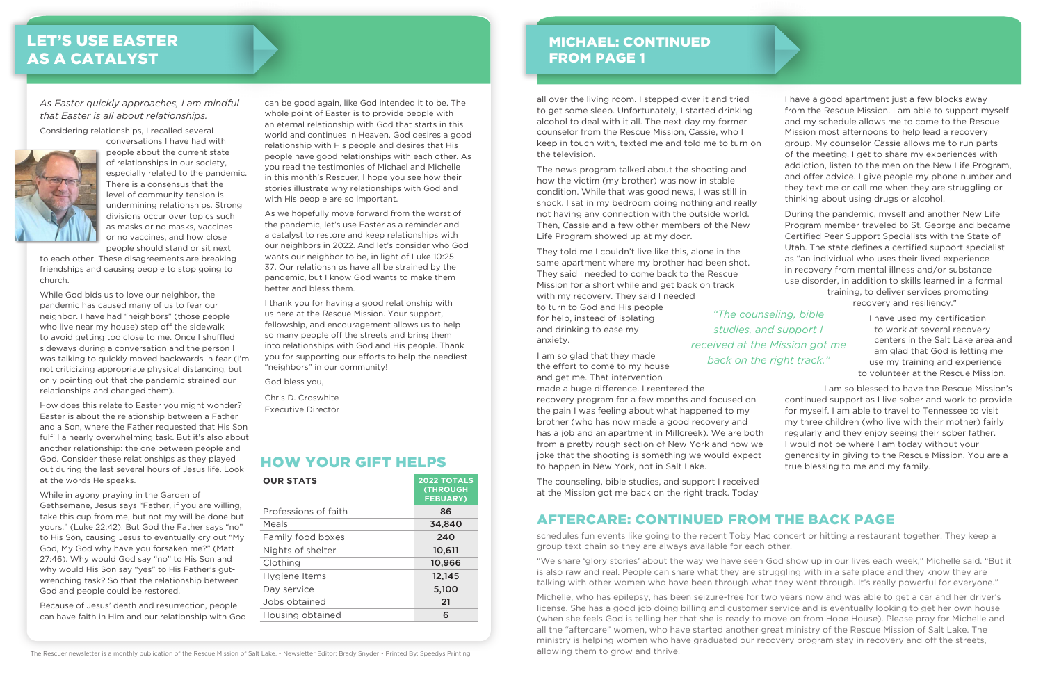## LET'S USE EASTER AS A CATALYST

*As Easter quickly approaches, I am mindful that Easter is all about relationships.*

Considering relationships, I recalled several conversations I have had with people about the current state of relationships in our society, especially related to the pandemic. There is a consensus that the level of community tension is undermining relationships. Strong divisions occur over topics such as masks or no masks, vaccines or no vaccines, and how close people should stand or sit next to each other. These disagreements are breaking friendships and causing people to stop going to church.

While God bids us to love our neighbor, the pandemic has caused many of us to fear our neighbor. I have had "neighbors" (those people who live near my house) step off the sidewalk to avoid getting too close to me. Once I shuffled sideways during a conversation and the person I was talking to quickly moved backwards in fear (I'm not criticizing appropriate physical distancing, but only pointing out that the pandemic strained our relationships and changed them).

How does this relate to Easter you might wonder? Easter is about the relationship between a Father and a Son, where the Father requested that His Son fulfill a nearly overwhelming task. But it's also about another relationship: the one between people and God. Consider these relationships as they played out during the last several hours of Jesus life. Look at the words He speaks.

While in agony praying in the Garden of Gethsemane, Jesus says "Father, if you are willing, take this cup from me, but not my will be done but yours." (Luke 22:42). But God the Father says "no" to His Son, causing Jesus to eventually cry out "My God, My God why have you forsaken me?" (Matt 27:46). Why would God say "no" to His Son and why would His Son say "yes" to His Father's gut-wrenching task? So that the relationship between God and people could be restored.

Because of Jesus' death and resurrection, people can have faith in Him and our relationship with God can be good again, like God intended it to be. The whole point of Easter is to provide people with an eternal relationship with God that starts in this world and continues in Heaven. God desires a good relationship with His people and desires that His people have good relationships with each other. As you read the testimonies of Michael and Michelle in this month's Rescuer, I hope you see how their stories illustrate why relationships with God and with His people are so important.

As we hopefully move forward from the worst of the pandemic, let's use Easter as a reminder and a catalyst to restore and keep relationships with our neighbors in 2022. And let's consider who God wants our neighbor to be, in light of Luke 10:25-37. Our relationships have all be strained by the pandemic, but I know God wants to make them better and bless them.

I thank you for having a good relationship with us here at the Rescue Mission. Your support, fellowship, and encouragement allows us to help so many people off the streets and bring them into relationships with God and His people. Thank you for supporting our efforts to help the neediest "neighbors" in our community!

God bless you,

Chris D. Croswhite
Executive Director

## HOW YOUR GIFT HELPS

| OUR STATS | 2022 TOTALS (THROUGH FEBUARY) |
|---|---|
| Professions of faith | 86 |
| Meals | 34,840 |
| Family food boxes | 240 |
| Nights of shelter | 10,611 |
| Clothing | 10,966 |
| Hygiene Items | 12,145 |
| Day service | 5,100 |
| Jobs obtained | 21 |
| Housing obtained | 6 |

## MICHAEL: CONTINUED FROM PAGE 1

all over the living room. I stepped over it and tried to get some sleep. Unfortunately, I started drinking alcohol to deal with it all. The next day my former counselor from the Rescue Mission, Cassie, who I keep in touch with, texted me and told me to turn on the television.

The news program talked about the shooting and how the victim (my brother) was now in stable condition. While that was good news, I was still in shock. I sat in my bedroom doing nothing and really not having any connection with the outside world. Then, Cassie and a few other members of the New Life Program showed up at my door.

They told me I couldn't live like this, alone in the same apartment where my brother had been shot. They said I needed to come back to the Rescue Mission for a short while and get back on track with my recovery. They said I needed to turn to God and His people for help, instead of isolating and drinking to ease my anxiety.

*"The counseling, bible studies, and support I received at the Mission got me back on the right track."*

I am so glad that they made the effort to come to my house and get me. That intervention made a huge difference. I reentered the recovery program for a few months and focused on the pain I was feeling about what happened to my brother (who has now made a good recovery and has a job and an apartment in Millcreek). We are both from a pretty rough section of New York and now we joke that the shooting is something we would expect to happen in New York, not in Salt Lake.

The counseling, bible studies, and support I received at the Mission got me back on the right track. Today I have a good apartment just a few blocks away from the Rescue Mission. I am able to support myself and my schedule allows me to come to the Rescue Mission most afternoons to help lead a recovery group. My counselor Cassie allows me to run parts of the meeting. I get to share my experiences with addiction, listen to the men on the New Life Program, and offer advice. I give people my phone number and they text me or call me when they are struggling or thinking about using drugs or alcohol.

During the pandemic, myself and another New Life Program member traveled to St. George and became Certified Peer Support Specialists with the State of Utah. The state defines a certified support specialist as "an individual who uses their lived experience in recovery from mental illness and/or substance use disorder, in addition to skills learned in a formal training, to deliver services promoting recovery and resiliency."

I have used my certification to work at several recovery centers in the Salt Lake area and am glad that God is letting me use my training and experience to volunteer at the Rescue Mission.

I am so blessed to have the Rescue Mission's continued support as I live sober and work to provide for myself. I am able to travel to Tennessee to visit my three children (who live with their mother) fairly regularly and they enjoy seeing their sober father. I would not be where I am today without your generosity in giving to the Rescue Mission. You are a true blessing to me and my family.

## AFTERCARE: CONTINUED FROM THE BACK PAGE

schedules fun events like going to the recent Toby Mac concert or hitting a restaurant together. They keep a group text chain so they are always available for each other.

"We share 'glory stories' about the way we have seen God show up in our lives each week," Michelle said. "But it is also raw and real. People can share what they are struggling with in a safe place and they know they are talking with other women who have been through what they went through. It's really powerful for everyone."

Michelle, who has epilepsy, has been seizure-free for two years now and was able to get a car and her driver's license. She has a good job doing billing and customer service and is eventually looking to get her own house (when she feels God is telling her that she is ready to move on from Hope House). Please pray for Michelle and all the "aftercare" women, who have started another great ministry of the Rescue Mission of Salt Lake. The ministry is helping women who have graduated our recovery program stay in recovery and off the streets, allowing them to grow and thrive.

The Rescuer newsletter is a monthly publication of the Rescue Mission of Salt Lake. • Newsletter Editor: Brady Snyder • Printed By: Speedys Printing